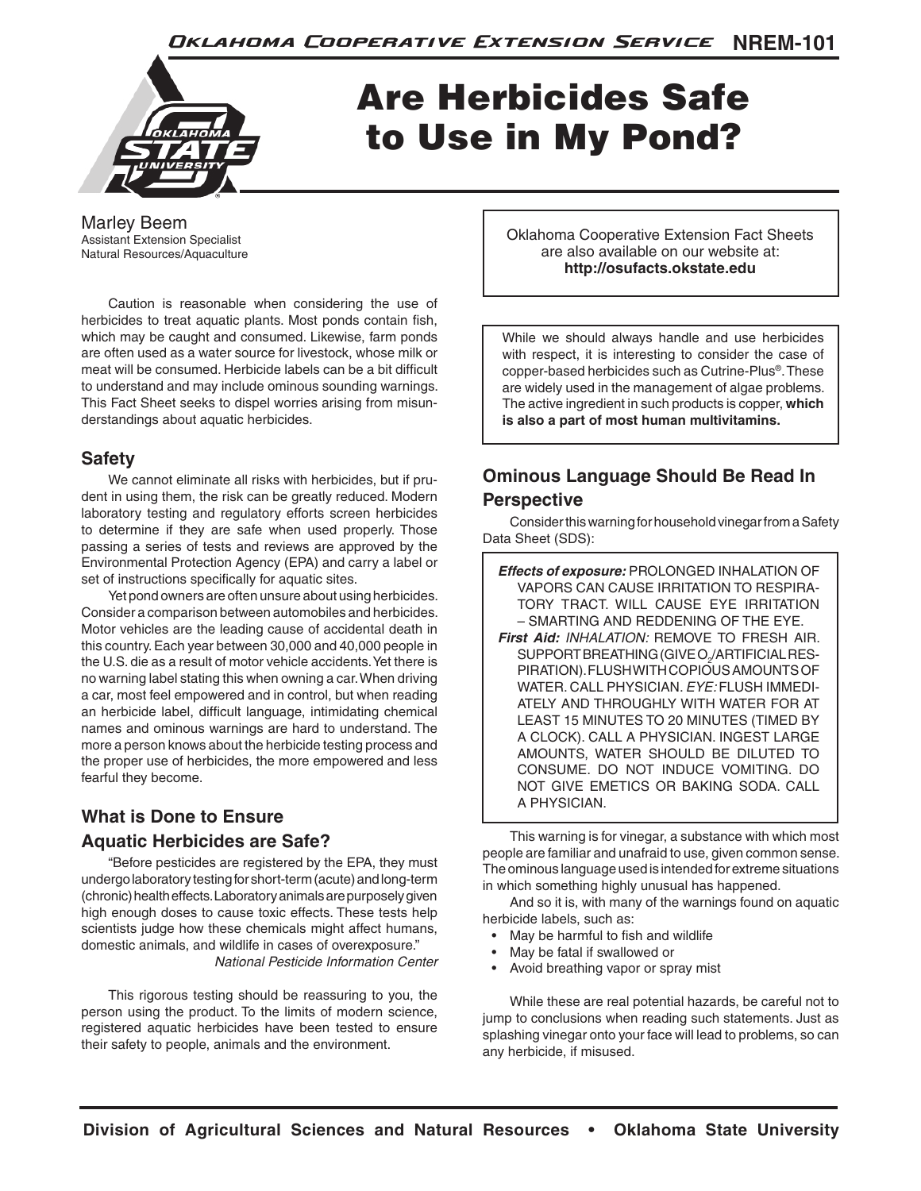Oklahoma Cooperative Extension Service NREM-101

# Are Herbicides Safe to Use in My Pond?

Marley Beem
Assistant Extension Specialist
Natural Resources/Aquaculture

Oklahoma Cooperative Extension Fact Sheets are also available on our website at: **http://osufacts.okstate.edu**

Caution is reasonable when considering the use of herbicides to treat aquatic plants. Most ponds contain fish, which may be caught and consumed. Likewise, farm ponds are often used as a water source for livestock, whose milk or meat will be consumed. Herbicide labels can be a bit difficult to understand and may include ominous sounding warnings. This Fact Sheet seeks to dispel worries arising from misunderstandings about aquatic herbicides.

## Safety

We cannot eliminate all risks with herbicides, but if prudent in using them, the risk can be greatly reduced. Modern laboratory testing and regulatory efforts screen herbicides to determine if they are safe when used properly. Those passing a series of tests and reviews are approved by the Environmental Protection Agency (EPA) and carry a label or set of instructions specifically for aquatic sites.

Yet pond owners are often unsure about using herbicides. Consider a comparison between automobiles and herbicides. Motor vehicles are the leading cause of accidental death in this country. Each year between 30,000 and 40,000 people in the U.S. die as a result of motor vehicle accidents. Yet there is no warning label stating this when owning a car. When driving a car, most feel empowered and in control, but when reading an herbicide label, difficult language, intimidating chemical names and ominous warnings are hard to understand. The more a person knows about the herbicide testing process and the proper use of herbicides, the more empowered and less fearful they become.

## What is Done to Ensure Aquatic Herbicides are Safe?

"Before pesticides are registered by the EPA, they must undergo laboratory testing for short-term (acute) and long-term (chronic) health effects. Laboratory animals are purposely given high enough doses to cause toxic effects. These tests help scientists judge how these chemicals might affect humans, domestic animals, and wildlife in cases of overexposure."

*National Pesticide Information Center*

This rigorous testing should be reassuring to you, the person using the product. To the limits of modern science, registered aquatic herbicides have been tested to ensure their safety to people, animals and the environment.

While we should always handle and use herbicides with respect, it is interesting to consider the case of copper-based herbicides such as Cutrine-Plus®. These are widely used in the management of algae problems. The active ingredient in such products is copper, **which is also a part of most human multivitamins.**

## Ominous Language Should Be Read In Perspective

Consider this warning for household vinegar from a Safety Data Sheet (SDS):

> ***Effects of exposure:*** PROLONGED INHALATION OF VAPORS CAN CAUSE IRRITATION TO RESPIRATORY TRACT. WILL CAUSE EYE IRRITATION – SMARTING AND REDDENING OF THE EYE.
>
> ***First Aid:*** *INHALATION:* REMOVE TO FRESH AIR. SUPPORT BREATHING (GIVE $O_2$/ARTIFICIAL RESPIRATION). FLUSH WITH COPIOUS AMOUNTS OF WATER. CALL PHYSICIAN. *EYE:* FLUSH IMMEDIATELY AND THROUGHLY WITH WATER FOR AT LEAST 15 MINUTES TO 20 MINUTES (TIMED BY A CLOCK). CALL A PHYSICIAN. INGEST LARGE AMOUNTS, WATER SHOULD BE DILUTED TO CONSUME. DO NOT INDUCE VOMITING. DO NOT GIVE EMETICS OR BAKING SODA. CALL A PHYSICIAN.

This warning is for vinegar, a substance with which most people are familiar and unafraid to use, given common sense. The ominous language used is intended for extreme situations in which something highly unusual has happened.

And so it is, with many of the warnings found on aquatic herbicide labels, such as:

- May be harmful to fish and wildlife
- May be fatal if swallowed or
- Avoid breathing vapor or spray mist

While these are real potential hazards, be careful not to jump to conclusions when reading such statements. Just as splashing vinegar onto your face will lead to problems, so can any herbicide, if misused.

Division of Agricultural Sciences and Natural Resources • Oklahoma State University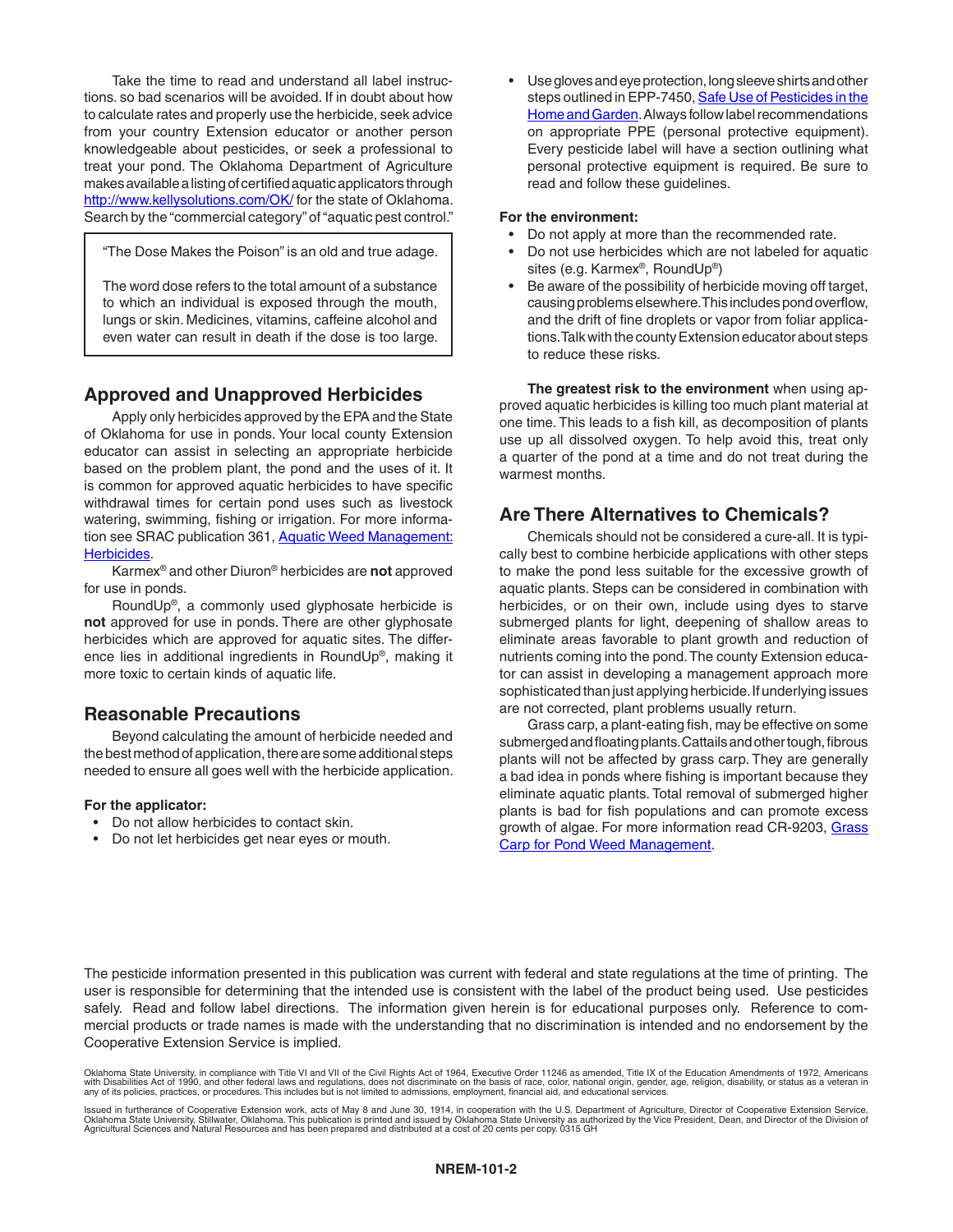Take the time to read and understand all label instructions. so bad scenarios will be avoided. If in doubt about how to calculate rates and properly use the herbicide, seek advice from your country Extension educator or another person knowledgeable about pesticides, or seek a professional to treat your pond. The Oklahoma Department of Agriculture makes available a listing of certified aquatic applicators through http://www.kellysolutions.com/OK/ for the state of Oklahoma. Search by the "commercial category" of "aquatic pest control."

> "The Dose Makes the Poison" is an old and true adage.
>
> The word dose refers to the total amount of a substance to which an individual is exposed through the mouth, lungs or skin. Medicines, vitamins, caffeine alcohol and even water can result in death if the dose is too large.

## Approved and Unapproved Herbicides

Apply only herbicides approved by the EPA and the State of Oklahoma for use in ponds. Your local county Extension educator can assist in selecting an appropriate herbicide based on the problem plant, the pond and the uses of it. It is common for approved aquatic herbicides to have specific withdrawal times for certain pond uses such as livestock watering, swimming, fishing or irrigation. For more information see SRAC publication 361, Aquatic Weed Management: Herbicides.

Karmex® and other Diuron® herbicides are **not** approved for use in ponds.

RoundUp®, a commonly used glyphosate herbicide is **not** approved for use in ponds. There are other glyphosate herbicides which are approved for aquatic sites. The difference lies in additional ingredients in RoundUp®, making it more toxic to certain kinds of aquatic life.

## Reasonable Precautions

Beyond calculating the amount of herbicide needed and the best method of application, there are some additional steps needed to ensure all goes well with the herbicide application.

**For the applicator:**

- Do not allow herbicides to contact skin.
- Do not let herbicides get near eyes or mouth.
- Use gloves and eye protection, long sleeve shirts and other steps outlined in EPP-7450, Safe Use of Pesticides in the Home and Garden. Always follow label recommendations on appropriate PPE (personal protective equipment). Every pesticide label will have a section outlining what personal protective equipment is required. Be sure to read and follow these guidelines.

**For the environment:**

- Do not apply at more than the recommended rate.
- Do not use herbicides which are not labeled for aquatic sites (e.g. Karmex®, RoundUp®)
- Be aware of the possibility of herbicide moving off target, causing problems elsewhere. This includes pond overflow, and the drift of fine droplets or vapor from foliar applications. Talk with the county Extension educator about steps to reduce these risks.

**The greatest risk to the environment** when using approved aquatic herbicides is killing too much plant material at one time. This leads to a fish kill, as decomposition of plants use up all dissolved oxygen. To help avoid this, treat only a quarter of the pond at a time and do not treat during the warmest months.

## Are There Alternatives to Chemicals?

Chemicals should not be considered a cure-all. It is typically best to combine herbicide applications with other steps to make the pond less suitable for the excessive growth of aquatic plants. Steps can be considered in combination with herbicides, or on their own, include using dyes to starve submerged plants for light, deepening of shallow areas to eliminate areas favorable to plant growth and reduction of nutrients coming into the pond. The county Extension educator can assist in developing a management approach more sophisticated than just applying herbicide. If underlying issues are not corrected, plant problems usually return.

Grass carp, a plant-eating fish, may be effective on some submerged and floating plants. Cattails and other tough, fibrous plants will not be affected by grass carp. They are generally a bad idea in ponds where fishing is important because they eliminate aquatic plants. Total removal of submerged higher plants is bad for fish populations and can promote excess growth of algae. For more information read CR-9203, Grass Carp for Pond Weed Management.

The pesticide information presented in this publication was current with federal and state regulations at the time of printing. The user is responsible for determining that the intended use is consistent with the label of the product being used. Use pesticides safely. Read and follow label directions. The information given herein is for educational purposes only. Reference to commercial products or trade names is made with the understanding that no discrimination is intended and no endorsement by the Cooperative Extension Service is implied.

Oklahoma State University, in compliance with Title VI and VII of the Civil Rights Act of 1964, Executive Order 11246 as amended, Title IX of the Education Amendments of 1972, Americans with Disabilities Act of 1990, and other federal laws and regulations, does not discriminate on the basis of race, color, national origin, gender, age, religion, disability, or status as a veteran in any of its policies, practices, or procedures. This includes but is not limited to admissions, employment, financial aid, and educational services.

Issued in furtherance of Cooperative Extension work, acts of May 8 and June 30, 1914, in cooperation with the U.S. Department of Agriculture, Director of Cooperative Extension Service, Oklahoma State University, Stillwater, Oklahoma. This publication is printed and issued by Oklahoma State University as authorized by the Vice President, Dean, and Director of the Division of Agricultural Sciences and Natural Resources and has been prepared and distributed at a cost of 20 cents per copy. 0315 GH